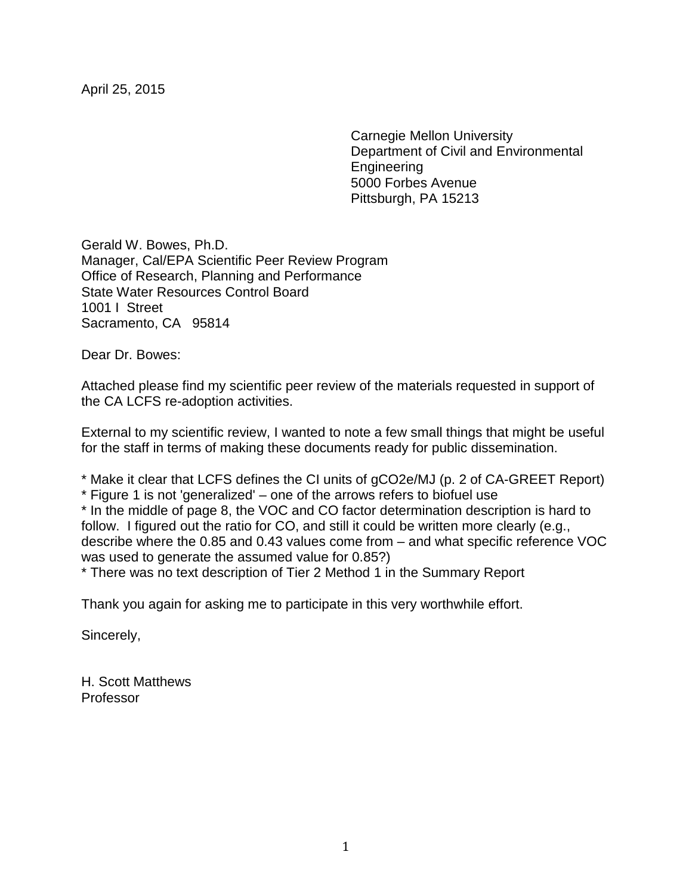April 25, 2015

Carnegie Mellon University
Department of Civil and Environmental Engineering
5000 Forbes Avenue
Pittsburgh, PA 15213

Gerald W. Bowes, Ph.D.
Manager, Cal/EPA Scientific Peer Review Program
Office of Research, Planning and Performance
State Water Resources Control Board
1001 I Street
Sacramento, CA 95814

Dear Dr. Bowes:

Attached please find my scientific peer review of the materials requested in support of the CA LCFS re-adoption activities.

External to my scientific review, I wanted to note a few small things that might be useful for the staff in terms of making these documents ready for public dissemination.

* Make it clear that LCFS defines the CI units of $gCO_2e/MJ$ (p. 2 of CA-GREET Report)
* Figure 1 is not 'generalized' – one of the arrows refers to biofuel use
* In the middle of page 8, the VOC and CO factor determination description is hard to follow. I figured out the ratio for CO, and still it could be written more clearly (e.g., describe where the 0.85 and 0.43 values come from – and what specific reference VOC was used to generate the assumed value for 0.85?)
* There was no text description of Tier 2 Method 1 in the Summary Report

Thank you again for asking me to participate in this very worthwhile effort.

Sincerely,

H. Scott Matthews
Professor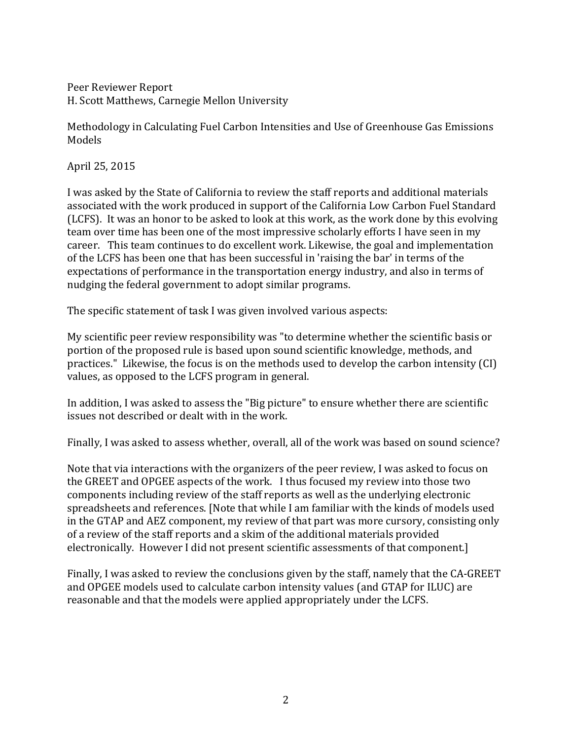Peer Reviewer Report
H. Scott Matthews, Carnegie Mellon University

Methodology in Calculating Fuel Carbon Intensities and Use of Greenhouse Gas Emissions Models

April 25, 2015

I was asked by the State of California to review the staff reports and additional materials associated with the work produced in support of the California Low Carbon Fuel Standard (LCFS). It was an honor to be asked to look at this work, as the work done by this evolving team over time has been one of the most impressive scholarly efforts I have seen in my career. This team continues to do excellent work. Likewise, the goal and implementation of the LCFS has been one that has been successful in 'raising the bar' in terms of the expectations of performance in the transportation energy industry, and also in terms of nudging the federal government to adopt similar programs.

The specific statement of task I was given involved various aspects:

My scientific peer review responsibility was "to determine whether the scientific basis or portion of the proposed rule is based upon sound scientific knowledge, methods, and practices." Likewise, the focus is on the methods used to develop the carbon intensity (CI) values, as opposed to the LCFS program in general.

In addition, I was asked to assess the "Big picture" to ensure whether there are scientific issues not described or dealt with in the work.

Finally, I was asked to assess whether, overall, all of the work was based on sound science?

Note that via interactions with the organizers of the peer review, I was asked to focus on the GREET and OPGEE aspects of the work. I thus focused my review into those two components including review of the staff reports as well as the underlying electronic spreadsheets and references. [Note that while I am familiar with the kinds of models used in the GTAP and AEZ component, my review of that part was more cursory, consisting only of a review of the staff reports and a skim of the additional materials provided electronically. However I did not present scientific assessments of that component.]

Finally, I was asked to review the conclusions given by the staff, namely that the CA-GREET and OPGEE models used to calculate carbon intensity values (and GTAP for ILUC) are reasonable and that the models were applied appropriately under the LCFS.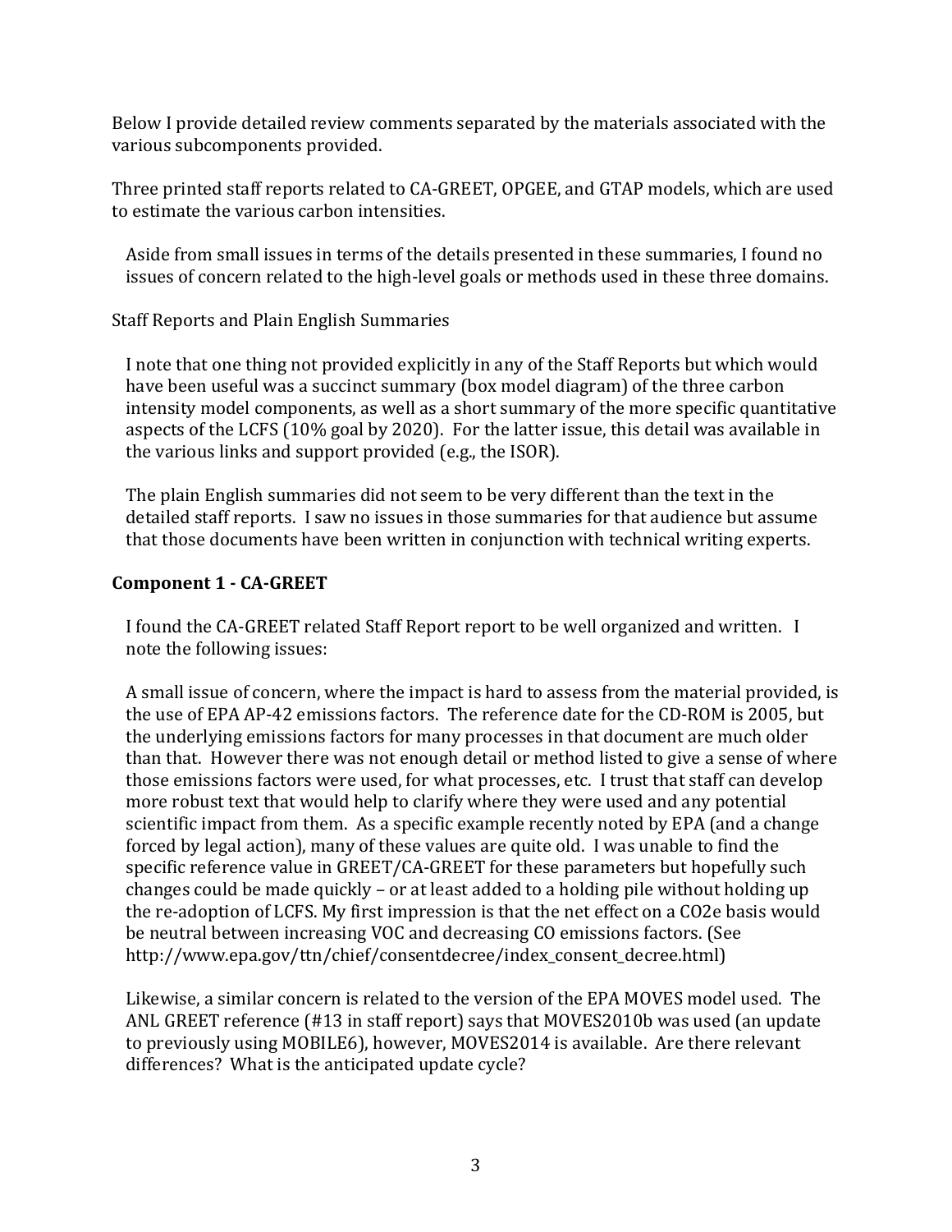Below I provide detailed review comments separated by the materials associated with the various subcomponents provided.

Three printed staff reports related to CA-GREET, OPGEE, and GTAP models, which are used to estimate the various carbon intensities.

Aside from small issues in terms of the details presented in these summaries, I found no issues of concern related to the high-level goals or methods used in these three domains.

Staff Reports and Plain English Summaries

I note that one thing not provided explicitly in any of the Staff Reports but which would have been useful was a succinct summary (box model diagram) of the three carbon intensity model components, as well as a short summary of the more specific quantitative aspects of the LCFS (10% goal by 2020). For the latter issue, this detail was available in the various links and support provided (e.g., the ISOR).

The plain English summaries did not seem to be very different than the text in the detailed staff reports. I saw no issues in those summaries for that audience but assume that those documents have been written in conjunction with technical writing experts.

**Component 1 - CA-GREET**

I found the CA-GREET related Staff Report report to be well organized and written. I note the following issues:

A small issue of concern, where the impact is hard to assess from the material provided, is the use of EPA AP-42 emissions factors. The reference date for the CD-ROM is 2005, but the underlying emissions factors for many processes in that document are much older than that. However there was not enough detail or method listed to give a sense of where those emissions factors were used, for what processes, etc. I trust that staff can develop more robust text that would help to clarify where they were used and any potential scientific impact from them. As a specific example recently noted by EPA (and a change forced by legal action), many of these values are quite old. I was unable to find the specific reference value in GREET/CA-GREET for these parameters but hopefully such changes could be made quickly – or at least added to a holding pile without holding up the re-adoption of LCFS. My first impression is that the net effect on a $CO_2e$ basis would be neutral between increasing VOC and decreasing CO emissions factors. (See http://www.epa.gov/ttn/chief/consentdecree/index_consent_decree.html)

Likewise, a similar concern is related to the version of the EPA MOVES model used. The ANL GREET reference (#13 in staff report) says that MOVES2010b was used (an update to previously using MOBILE6), however, MOVES2014 is available. Are there relevant differences? What is the anticipated update cycle?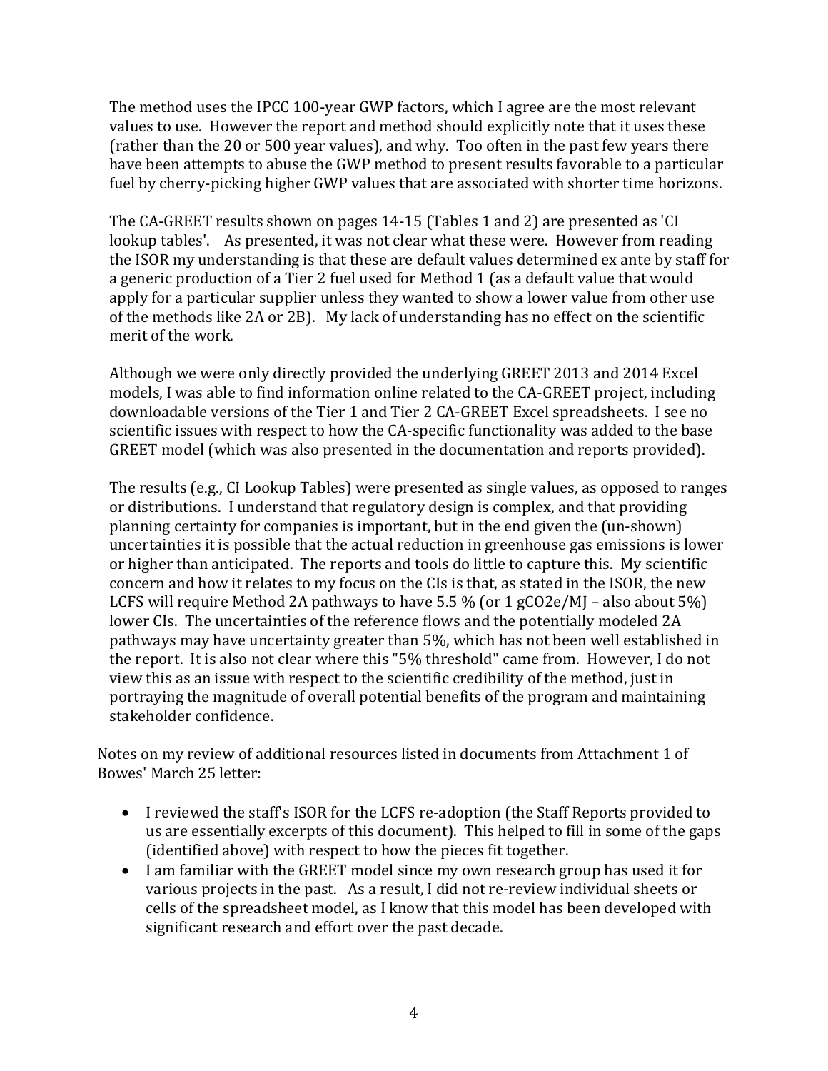The method uses the IPCC 100-year GWP factors, which I agree are the most relevant values to use. However the report and method should explicitly note that it uses these (rather than the 20 or 500 year values), and why. Too often in the past few years there have been attempts to abuse the GWP method to present results favorable to a particular fuel by cherry-picking higher GWP values that are associated with shorter time horizons.

The CA-GREET results shown on pages 14-15 (Tables 1 and 2) are presented as 'CI lookup tables'. As presented, it was not clear what these were. However from reading the ISOR my understanding is that these are default values determined ex ante by staff for a generic production of a Tier 2 fuel used for Method 1 (as a default value that would apply for a particular supplier unless they wanted to show a lower value from other use of the methods like 2A or 2B). My lack of understanding has no effect on the scientific merit of the work.

Although we were only directly provided the underlying GREET 2013 and 2014 Excel models, I was able to find information online related to the CA-GREET project, including downloadable versions of the Tier 1 and Tier 2 CA-GREET Excel spreadsheets. I see no scientific issues with respect to how the CA-specific functionality was added to the base GREET model (which was also presented in the documentation and reports provided).

The results (e.g., CI Lookup Tables) were presented as single values, as opposed to ranges or distributions. I understand that regulatory design is complex, and that providing planning certainty for companies is important, but in the end given the (un-shown) uncertainties it is possible that the actual reduction in greenhouse gas emissions is lower or higher than anticipated. The reports and tools do little to capture this. My scientific concern and how it relates to my focus on the CIs is that, as stated in the ISOR, the new LCFS will require Method 2A pathways to have 5.5 % (or 1 $gCO_2e/MJ$ – also about 5%) lower CIs. The uncertainties of the reference flows and the potentially modeled 2A pathways may have uncertainty greater than 5%, which has not been well established in the report. It is also not clear where this "5% threshold" came from. However, I do not view this as an issue with respect to the scientific credibility of the method, just in portraying the magnitude of overall potential benefits of the program and maintaining stakeholder confidence.

Notes on my review of additional resources listed in documents from Attachment 1 of Bowes' March 25 letter:

- I reviewed the staff's ISOR for the LCFS re-adoption (the Staff Reports provided to us are essentially excerpts of this document). This helped to fill in some of the gaps (identified above) with respect to how the pieces fit together.
- I am familiar with the GREET model since my own research group has used it for various projects in the past. As a result, I did not re-review individual sheets or cells of the spreadsheet model, as I know that this model has been developed with significant research and effort over the past decade.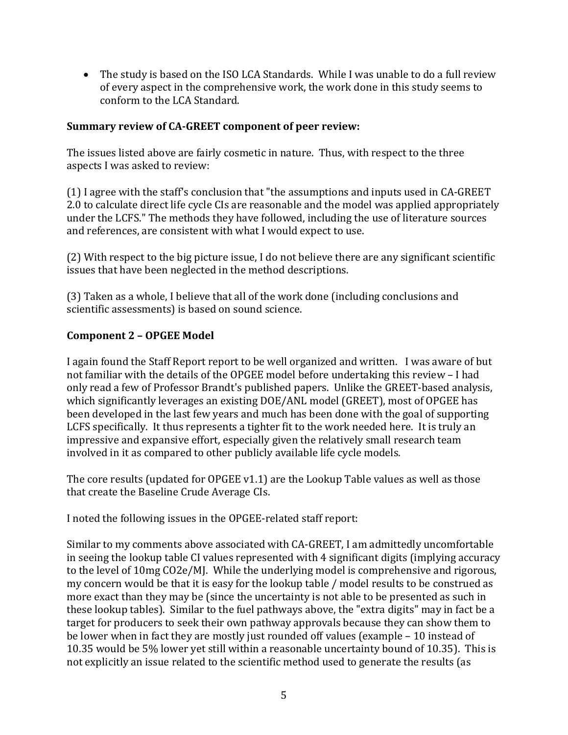- The study is based on the ISO LCA Standards. While I was unable to do a full review of every aspect in the comprehensive work, the work done in this study seems to conform to the LCA Standard.

**Summary review of CA-GREET component of peer review:**

The issues listed above are fairly cosmetic in nature. Thus, with respect to the three aspects I was asked to review:

(1) I agree with the staff's conclusion that "the assumptions and inputs used in CA-GREET 2.0 to calculate direct life cycle CIs are reasonable and the model was applied appropriately under the LCFS." The methods they have followed, including the use of literature sources and references, are consistent with what I would expect to use.

(2) With respect to the big picture issue, I do not believe there are any significant scientific issues that have been neglected in the method descriptions.

(3) Taken as a whole, I believe that all of the work done (including conclusions and scientific assessments) is based on sound science.

**Component 2 – OPGEE Model**

I again found the Staff Report report to be well organized and written. I was aware of but not familiar with the details of the OPGEE model before undertaking this review – I had only read a few of Professor Brandt's published papers. Unlike the GREET-based analysis, which significantly leverages an existing DOE/ANL model (GREET), most of OPGEE has been developed in the last few years and much has been done with the goal of supporting LCFS specifically. It thus represents a tighter fit to the work needed here. It is truly an impressive and expansive effort, especially given the relatively small research team involved in it as compared to other publicly available life cycle models.

The core results (updated for OPGEE v1.1) are the Lookup Table values as well as those that create the Baseline Crude Average CIs.

I noted the following issues in the OPGEE-related staff report:

Similar to my comments above associated with CA-GREET, I am admittedly uncomfortable in seeing the lookup table CI values represented with 4 significant digits (implying accuracy to the level of 10mg $CO_2e$/MJ. While the underlying model is comprehensive and rigorous, my concern would be that it is easy for the lookup table / model results to be construed as more exact than they may be (since the uncertainty is not able to be presented as such in these lookup tables). Similar to the fuel pathways above, the "extra digits" may in fact be a target for producers to seek their own pathway approvals because they can show them to be lower when in fact they are mostly just rounded off values (example – 10 instead of 10.35 would be 5% lower yet still within a reasonable uncertainty bound of 10.35). This is not explicitly an issue related to the scientific method used to generate the results (as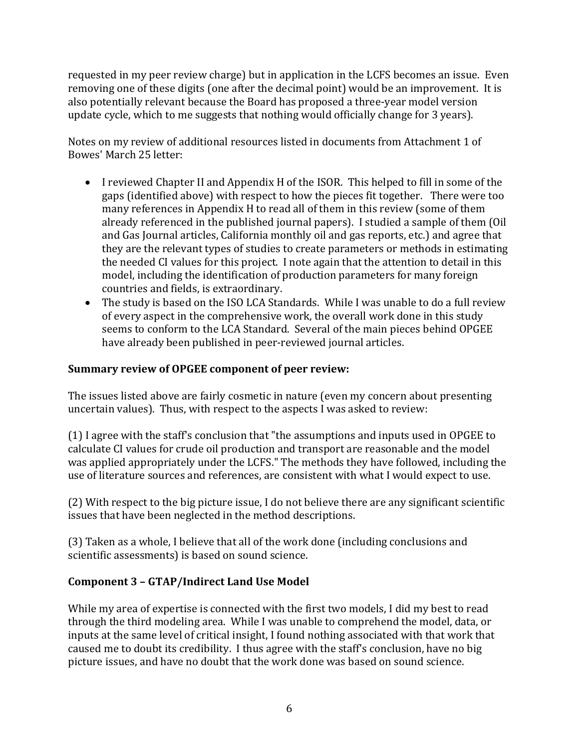requested in my peer review charge) but in application in the LCFS becomes an issue. Even removing one of these digits (one after the decimal point) would be an improvement. It is also potentially relevant because the Board has proposed a three-year model version update cycle, which to me suggests that nothing would officially change for 3 years).

Notes on my review of additional resources listed in documents from Attachment 1 of Bowes' March 25 letter:

- I reviewed Chapter II and Appendix H of the ISOR. This helped to fill in some of the gaps (identified above) with respect to how the pieces fit together. There were too many references in Appendix H to read all of them in this review (some of them already referenced in the published journal papers). I studied a sample of them (Oil and Gas Journal articles, California monthly oil and gas reports, etc.) and agree that they are the relevant types of studies to create parameters or methods in estimating the needed CI values for this project. I note again that the attention to detail in this model, including the identification of production parameters for many foreign countries and fields, is extraordinary.
- The study is based on the ISO LCA Standards. While I was unable to do a full review of every aspect in the comprehensive work, the overall work done in this study seems to conform to the LCA Standard. Several of the main pieces behind OPGEE have already been published in peer-reviewed journal articles.

**Summary review of OPGEE component of peer review:**

The issues listed above are fairly cosmetic in nature (even my concern about presenting uncertain values). Thus, with respect to the aspects I was asked to review:

(1) I agree with the staff's conclusion that "the assumptions and inputs used in OPGEE to calculate CI values for crude oil production and transport are reasonable and the model was applied appropriately under the LCFS." The methods they have followed, including the use of literature sources and references, are consistent with what I would expect to use.

(2) With respect to the big picture issue, I do not believe there are any significant scientific issues that have been neglected in the method descriptions.

(3) Taken as a whole, I believe that all of the work done (including conclusions and scientific assessments) is based on sound science.

## Component 3 – GTAP/Indirect Land Use Model

While my area of expertise is connected with the first two models, I did my best to read through the third modeling area. While I was unable to comprehend the model, data, or inputs at the same level of critical insight, I found nothing associated with that work that caused me to doubt its credibility. I thus agree with the staff's conclusion, have no big picture issues, and have no doubt that the work done was based on sound science.